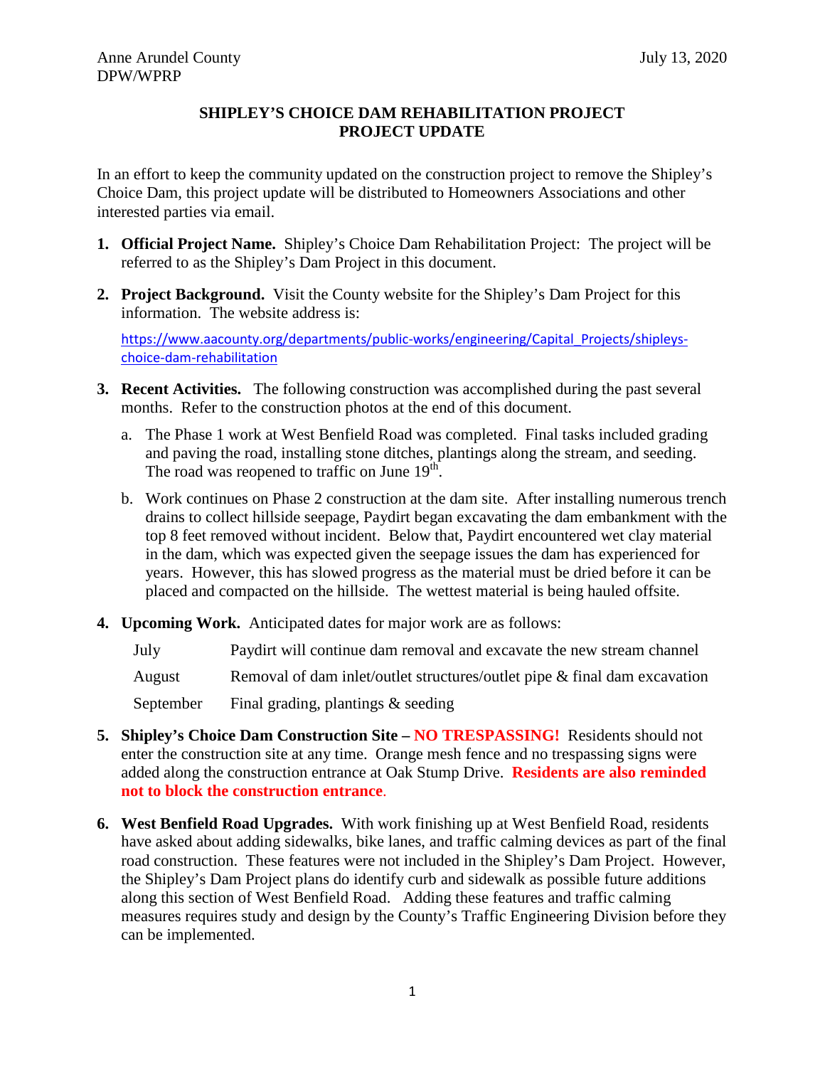Anne Arundel County
DPW/WPRP

July 13, 2020

# SHIPLEY'S CHOICE DAM REHABILITATION PROJECT
## PROJECT UPDATE

In an effort to keep the community updated on the construction project to remove the Shipley's Choice Dam, this project update will be distributed to Homeowners Associations and other interested parties via email.

1. **Official Project Name.** Shipley's Choice Dam Rehabilitation Project: The project will be referred to as the Shipley's Dam Project in this document.

2. **Project Background.** Visit the County website for the Shipley's Dam Project for this information. The website address is:

   https://www.aacounty.org/departments/public-works/engineering/Capital_Projects/shipleys-choice-dam-rehabilitation

3. **Recent Activities.** The following construction was accomplished during the past several months. Refer to the construction photos at the end of this document.

   a. The Phase 1 work at West Benfield Road was completed. Final tasks included grading and paving the road, installing stone ditches, plantings along the stream, and seeding. The road was reopened to traffic on June 19th.

   b. Work continues on Phase 2 construction at the dam site. After installing numerous trench drains to collect hillside seepage, Paydirt began excavating the dam embankment with the top 8 feet removed without incident. Below that, Paydirt encountered wet clay material in the dam, which was expected given the seepage issues the dam has experienced for years. However, this has slowed progress as the material must be dried before it can be placed and compacted on the hillside. The wettest material is being hauled offsite.

4. **Upcoming Work.** Anticipated dates for major work are as follows:

   | | |
   |---|---|
   | July | Paydirt will continue dam removal and excavate the new stream channel |
   | August | Removal of dam inlet/outlet structures/outlet pipe & final dam excavation |
   | September | Final grading, plantings & seeding |

5. **Shipley's Choice Dam Construction Site – NO TRESPASSING!** Residents should not enter the construction site at any time. Orange mesh fence and no trespassing signs were added along the construction entrance at Oak Stump Drive. **Residents are also reminded not to block the construction entrance**.

6. **West Benfield Road Upgrades.** With work finishing up at West Benfield Road, residents have asked about adding sidewalks, bike lanes, and traffic calming devices as part of the final road construction. These features were not included in the Shipley's Dam Project. However, the Shipley's Dam Project plans do identify curb and sidewalk as possible future additions along this section of West Benfield Road. Adding these features and traffic calming measures requires study and design by the County's Traffic Engineering Division before they can be implemented.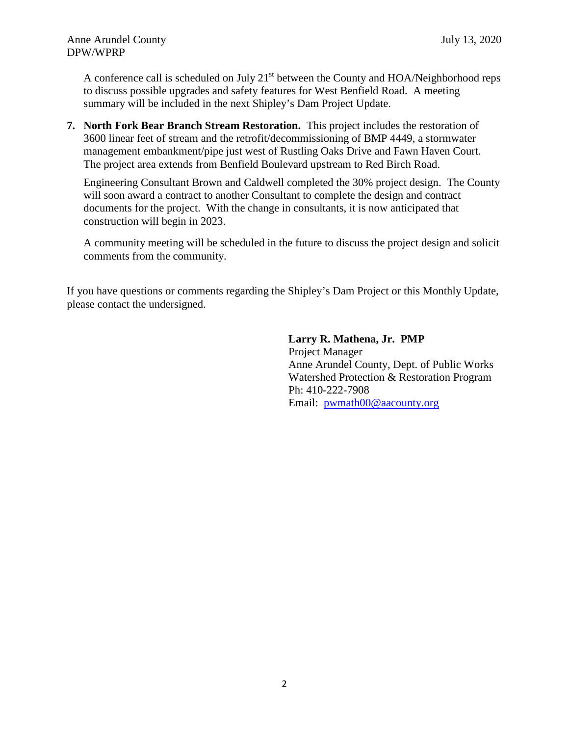A conference call is scheduled on July 21st between the County and HOA/Neighborhood reps to discuss possible upgrades and safety features for West Benfield Road. A meeting summary will be included in the next Shipley's Dam Project Update.

7. **North Fork Bear Branch Stream Restoration.** This project includes the restoration of 3600 linear feet of stream and the retrofit/decommissioning of BMP 4449, a stormwater management embankment/pipe just west of Rustling Oaks Drive and Fawn Haven Court. The project area extends from Benfield Boulevard upstream to Red Birch Road.

   Engineering Consultant Brown and Caldwell completed the 30% project design. The County will soon award a contract to another Consultant to complete the design and contract documents for the project. With the change in consultants, it is now anticipated that construction will begin in 2023.

   A community meeting will be scheduled in the future to discuss the project design and solicit comments from the community.

If you have questions or comments regarding the Shipley's Dam Project or this Monthly Update, please contact the undersigned.

**Larry R. Mathena, Jr. PMP**
Project Manager
Anne Arundel County, Dept. of Public Works
Watershed Protection & Restoration Program
Ph: 410-222-7908
Email: pwmath00@aacounty.org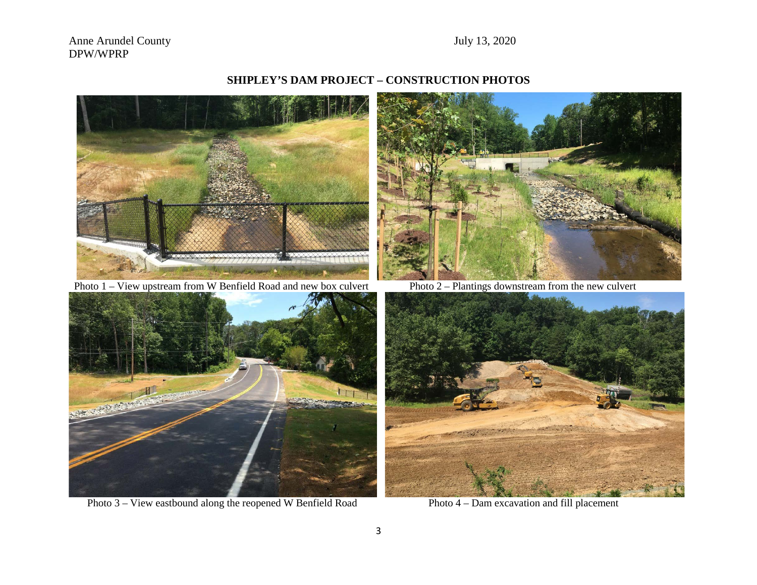## SHIPLEY'S DAM PROJECT – CONSTRUCTION PHOTOS

Photo 1 – View upstream from W Benfield Road and new box culvert

Photo 2 – Plantings downstream from the new culvert

Photo 3 – View eastbound along the reopened W Benfield Road

Photo 4 – Dam excavation and fill placement